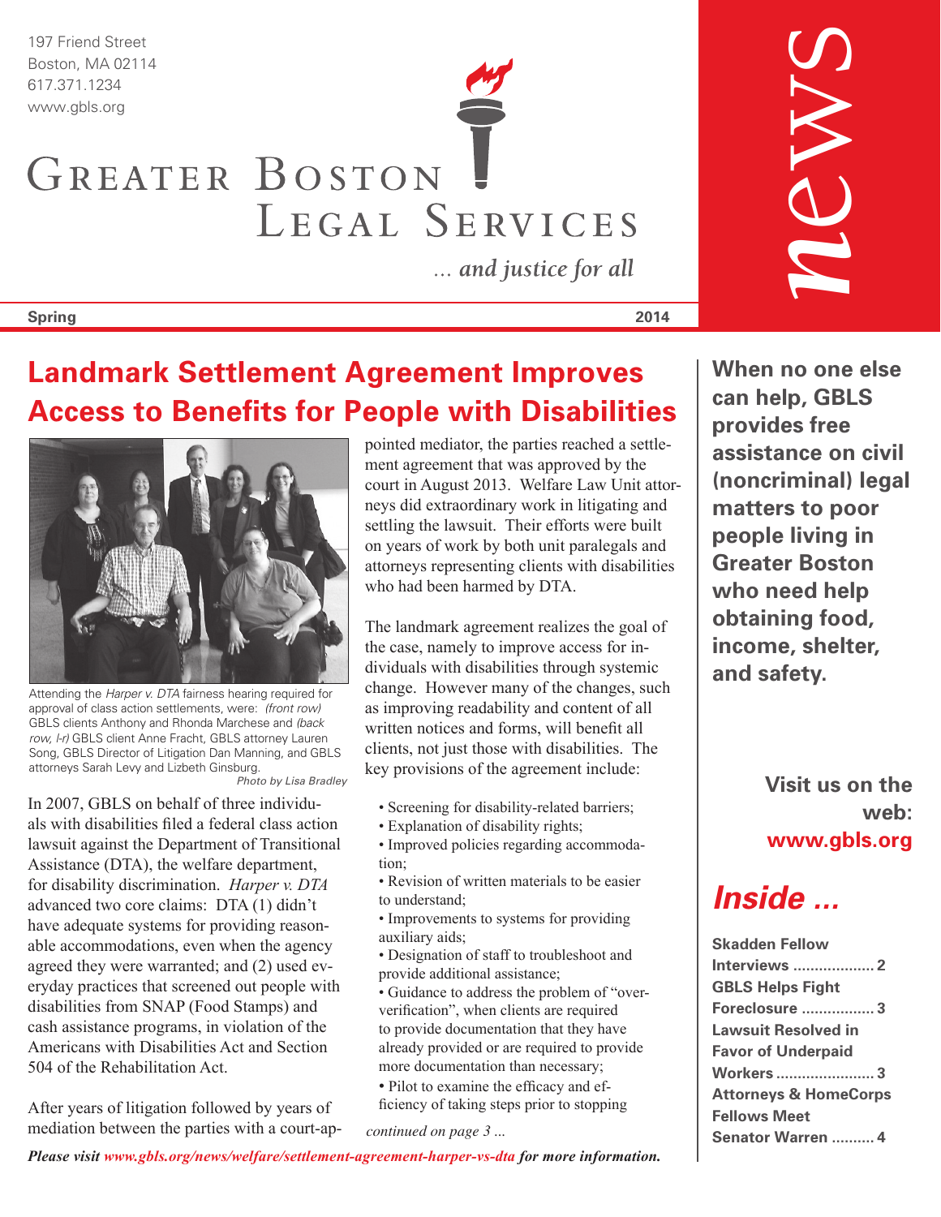197 Friend Street
Boston, MA 02114
617.371.1234
www.gbls.org

# Greater Boston Legal Services

*... and justice for all*

**Spring** **2014**

news

## Landmark Settlement Agreement Improves Access to Benefits for People with Disabilities

Attending the *Harper v. DTA* fairness hearing required for approval of class action settlements, were: *(front row)* GBLS clients Anthony and Rhonda Marchese and *(back row, l-r)* GBLS client Anne Fracht, GBLS attorney Lauren Song, GBLS Director of Litigation Dan Manning, and GBLS attorneys Sarah Levy and Lizbeth Ginsburg.
*Photo by Lisa Bradley*

In 2007, GBLS on behalf of three individuals with disabilities filed a federal class action lawsuit against the Department of Transitional Assistance (DTA), the welfare department, for disability discrimination. *Harper v. DTA* advanced two core claims: DTA (1) didn't have adequate systems for providing reasonable accommodations, even when the agency agreed they were warranted; and (2) used everyday practices that screened out people with disabilities from SNAP (Food Stamps) and cash assistance programs, in violation of the Americans with Disabilities Act and Section 504 of the Rehabilitation Act.

After years of litigation followed by years of mediation between the parties with a court-appointed mediator, the parties reached a settlement agreement that was approved by the court in August 2013. Welfare Law Unit attorneys did extraordinary work in litigating and settling the lawsuit. Their efforts were built on years of work by both unit paralegals and attorneys representing clients with disabilities who had been harmed by DTA.

The landmark agreement realizes the goal of the case, namely to improve access for individuals with disabilities through systemic change. However many of the changes, such as improving readability and content of all written notices and forms, will benefit all clients, not just those with disabilities. The key provisions of the agreement include:

- Screening for disability-related barriers;
- Explanation of disability rights;
- Improved policies regarding accommodation;
- Revision of written materials to be easier to understand;
- Improvements to systems for providing auxiliary aids;
- Designation of staff to troubleshoot and provide additional assistance;
- Guidance to address the problem of "over-verification", when clients are required to provide documentation that they have already provided or are required to provide more documentation than necessary;
- Pilot to examine the efficacy and efficiency of taking steps prior to stopping

*continued on page 3 ...*

***Please visit www.gbls.org/news/welfare/settlement-agreement-harper-vs-dta for more information.***

**When no one else can help, GBLS provides free assistance on civil (noncriminal) legal matters to poor people living in Greater Boston who need help obtaining food, income, shelter, and safety.**

**Visit us on the web: www.gbls.org**

### *Inside ...*

**Skadden Fellow Interviews** .................. **2**
**GBLS Helps Fight Foreclosure** ................. **3**
**Lawsuit Resolved in Favor of Underpaid Workers** ...................... **3**
**Attorneys & HomeCorps Fellows Meet Senator Warren** .......... **4**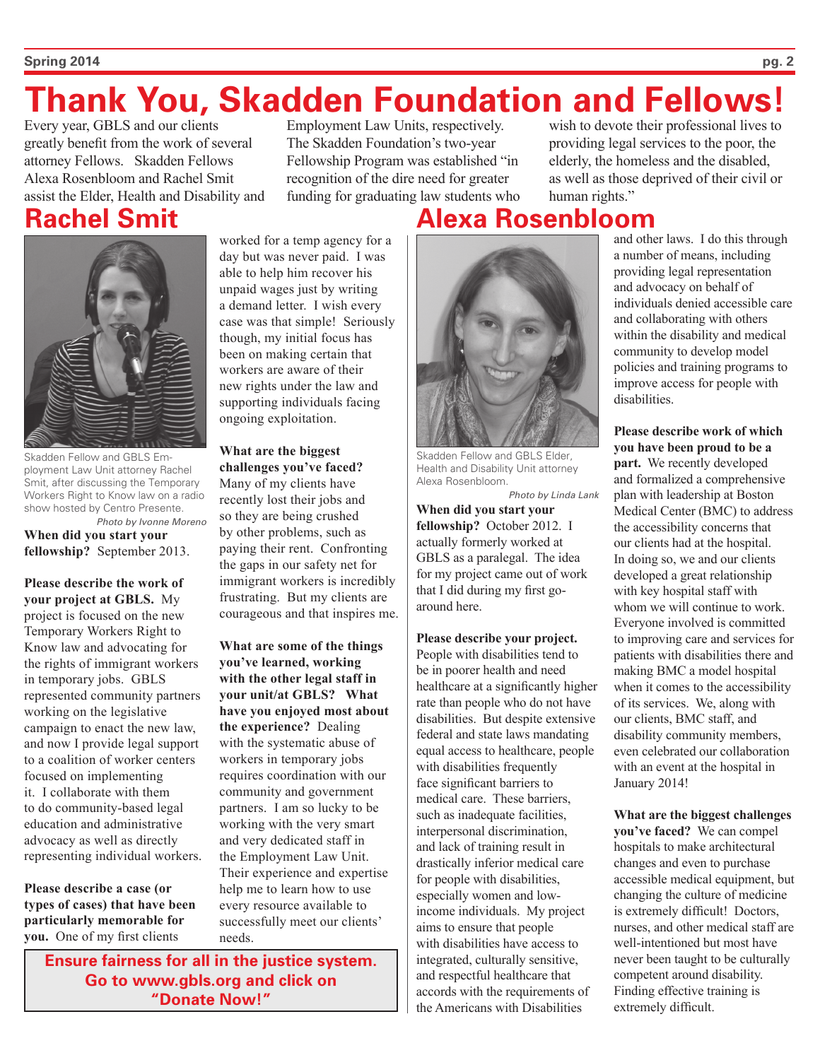# Thank You, Skadden Foundation and Fellows!

Every year, GBLS and our clients greatly benefit from the work of several attorney Fellows. Skadden Fellows Alexa Rosenbloom and Rachel Smit assist the Elder, Health and Disability and Employment Law Units, respectively. The Skadden Foundation's two-year Fellowship Program was established "in recognition of the dire need for greater funding for graduating law students who wish to devote their professional lives to providing legal services to the poor, the elderly, the homeless and the disabled, as well as those deprived of their civil or human rights."

## Rachel Smit

Skadden Fellow and GBLS Employment Law Unit attorney Rachel Smit, after discussing the Temporary Workers Right to Know law on a radio show hosted by Centro Presente.
*Photo by Ivonne Moreno*

**When did you start your fellowship?** September 2013.

**Please describe the work of your project at GBLS.** My project is focused on the new Temporary Workers Right to Know law and advocating for the rights of immigrant workers in temporary jobs. GBLS represented community partners working on the legislative campaign to enact the new law, and now I provide legal support to a coalition of worker centers focused on implementing it. I collaborate with them to do community-based legal education and administrative advocacy as well as directly representing individual workers.

**Please describe a case (or types of cases) that have been particularly memorable for you.** One of my first clients worked for a temp agency for a day but was never paid. I was able to help him recover his unpaid wages just by writing a demand letter. I wish every case was that simple! Seriously though, my initial focus has been on making certain that workers are aware of their new rights under the law and supporting individuals facing ongoing exploitation.

**What are the biggest challenges you've faced?** Many of my clients have recently lost their jobs and so they are being crushed by other problems, such as paying their rent. Confronting the gaps in our safety net for immigrant workers is incredibly frustrating. But my clients are courageous and that inspires me.

**What are some of the things you've learned, working with the other legal staff in your unit/at GBLS? What have you enjoyed most about the experience?** Dealing with the systematic abuse of workers in temporary jobs requires coordination with our community and government partners. I am so lucky to be working with the very smart and very dedicated staff in the Employment Law Unit. Their experience and expertise help me to learn how to use every resource available to successfully meet our clients' needs.

**Ensure fairness for all in the justice system. Go to www.gbls.org and click on "Donate Now!"**

## Alexa Rosenbloom

Skadden Fellow and GBLS Elder, Health and Disability Unit attorney Alexa Rosenbloom.
*Photo by Linda Lank*

**When did you start your fellowship?** October 2012. I actually formerly worked at GBLS as a paralegal. The idea for my project came out of work that I did during my first go-around here.

**Please describe your project.** People with disabilities tend to be in poorer health and need healthcare at a significantly higher rate than people who do not have disabilities. But despite extensive federal and state laws mandating equal access to healthcare, people with disabilities frequently face significant barriers to medical care. These barriers, such as inadequate facilities, interpersonal discrimination, and lack of training result in drastically inferior medical care for people with disabilities, especially women and low-income individuals. My project aims to ensure that people with disabilities have access to integrated, culturally sensitive, and respectful healthcare that accords with the requirements of the Americans with Disabilities and other laws. I do this through a number of means, including providing legal representation and advocacy on behalf of individuals denied accessible care and collaborating with others within the disability and medical community to develop model policies and training programs to improve access for people with disabilities.

**Please describe work of which you have been proud to be a part.** We recently developed and formalized a comprehensive plan with leadership at Boston Medical Center (BMC) to address the accessibility concerns that our clients had at the hospital. In doing so, we and our clients developed a great relationship with key hospital staff with whom we will continue to work. Everyone involved is committed to improving care and services for patients with disabilities there and making BMC a model hospital when it comes to the accessibility of its services. We, along with our clients, BMC staff, and disability community members, even celebrated our collaboration with an event at the hospital in January 2014!

**What are the biggest challenges you've faced?** We can compel hospitals to make architectural changes and even to purchase accessible medical equipment, but changing the culture of medicine is extremely difficult! Doctors, nurses, and other medical staff are well-intentioned but most have never been taught to be culturally competent around disability. Finding effective training is extremely difficult.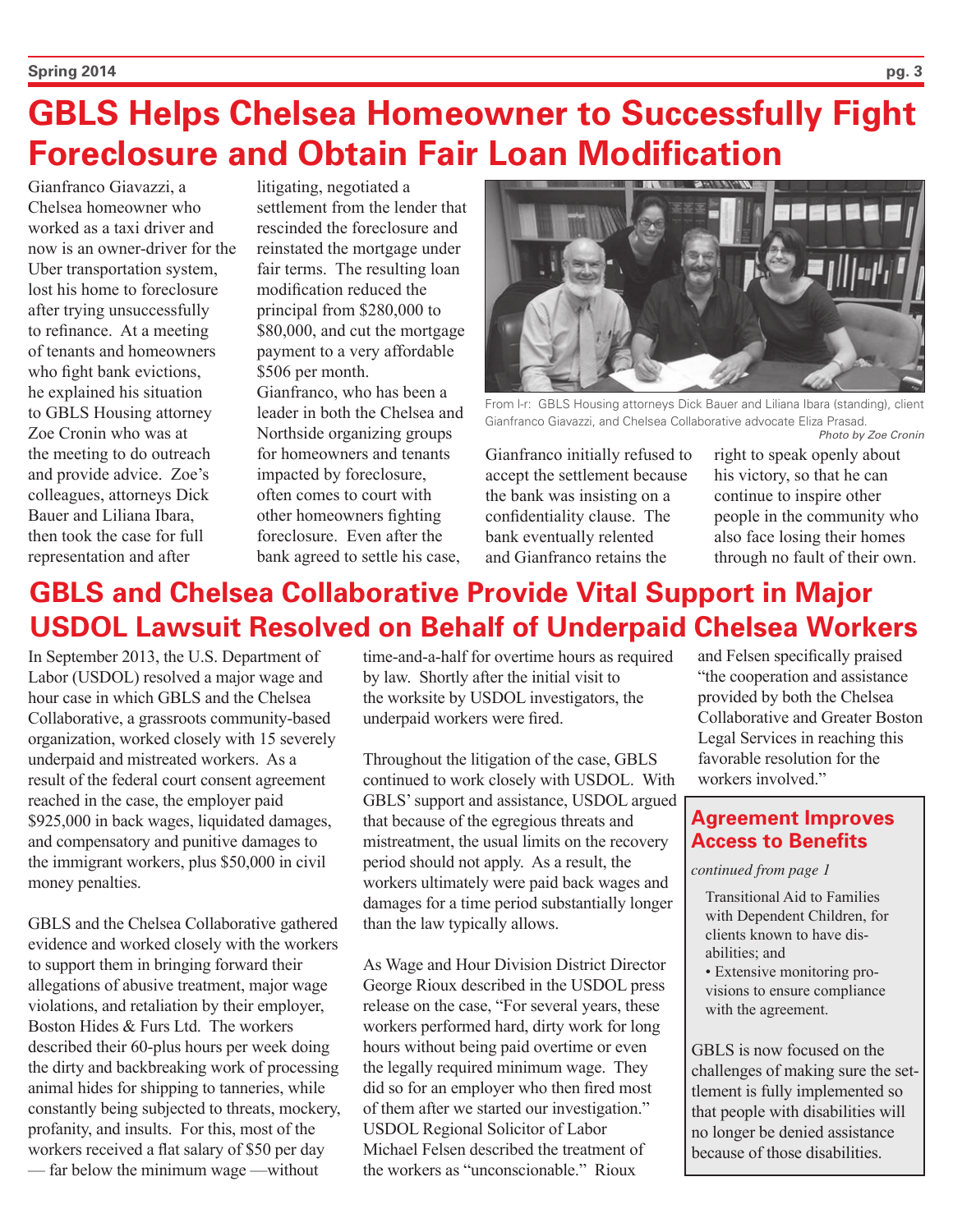# GBLS Helps Chelsea Homeowner to Successfully Fight Foreclosure and Obtain Fair Loan Modification

Gianfranco Giavazzi, a Chelsea homeowner who worked as a taxi driver and now is an owner-driver for the Uber transportation system, lost his home to foreclosure after trying unsuccessfully to refinance. At a meeting of tenants and homeowners who fight bank evictions, he explained his situation to GBLS Housing attorney Zoe Cronin who was at the meeting to do outreach and provide advice. Zoe's colleagues, attorneys Dick Bauer and Liliana Ibara, then took the case for full representation and after litigating, negotiated a settlement from the lender that rescinded the foreclosure and reinstated the mortgage under fair terms. The resulting loan modification reduced the principal from $280,000 to $80,000, and cut the mortgage payment to a very affordable $506 per month. Gianfranco, who has been a leader in both the Chelsea and Northside organizing groups for homeowners and tenants impacted by foreclosure, often comes to court with other homeowners fighting foreclosure. Even after the bank agreed to settle his case, Gianfranco initially refused to accept the settlement because the bank was insisting on a confidentiality clause. The bank eventually relented and Gianfranco retains the right to speak openly about his victory, so that he can continue to inspire other people in the community who also face losing their homes through no fault of their own.

From l-r: GBLS Housing attorneys Dick Bauer and Liliana Ibara (standing), client Gianfranco Giavazzi, and Chelsea Collaborative advocate Eliza Prasad.
*Photo by Zoe Cronin*

# GBLS and Chelsea Collaborative Provide Vital Support in Major USDOL Lawsuit Resolved on Behalf of Underpaid Chelsea Workers

In September 2013, the U.S. Department of Labor (USDOL) resolved a major wage and hour case in which GBLS and the Chelsea Collaborative, a grassroots community-based organization, worked closely with 15 severely underpaid and mistreated workers. As a result of the federal court consent agreement reached in the case, the employer paid $925,000 in back wages, liquidated damages, and compensatory and punitive damages to the immigrant workers, plus $50,000 in civil money penalties.

GBLS and the Chelsea Collaborative gathered evidence and worked closely with the workers to support them in bringing forward their allegations of abusive treatment, major wage violations, and retaliation by their employer, Boston Hides & Furs Ltd. The workers described their 60-plus hours per week doing the dirty and backbreaking work of processing animal hides for shipping to tanneries, while constantly being subjected to threats, mockery, profanity, and insults. For this, most of the workers received a flat salary of $50 per day — far below the minimum wage —without time-and-a-half for overtime hours as required by law. Shortly after the initial visit to the worksite by USDOL investigators, the underpaid workers were fired.

Throughout the litigation of the case, GBLS continued to work closely with USDOL. With GBLS' support and assistance, USDOL argued that because of the egregious threats and mistreatment, the usual limits on the recovery period should not apply. As a result, the workers ultimately were paid back wages and damages for a time period substantially longer than the law typically allows.

As Wage and Hour Division District Director George Rioux described in the USDOL press release on the case, "For several years, these workers performed hard, dirty work for long hours without being paid overtime or even the legally required minimum wage. They did so for an employer who then fired most of them after we started our investigation." USDOL Regional Solicitor of Labor Michael Felsen described the treatment of the workers as "unconscionable." Rioux and Felsen specifically praised "the cooperation and assistance provided by both the Chelsea Collaborative and Greater Boston Legal Services in reaching this favorable resolution for the workers involved."

## Agreement Improves Access to Benefits

*continued from page 1*

Transitional Aid to Families with Dependent Children, for clients known to have disabilities; and

- Extensive monitoring provisions to ensure compliance with the agreement.

GBLS is now focused on the challenges of making sure the settlement is fully implemented so that people with disabilities will no longer be denied assistance because of those disabilities.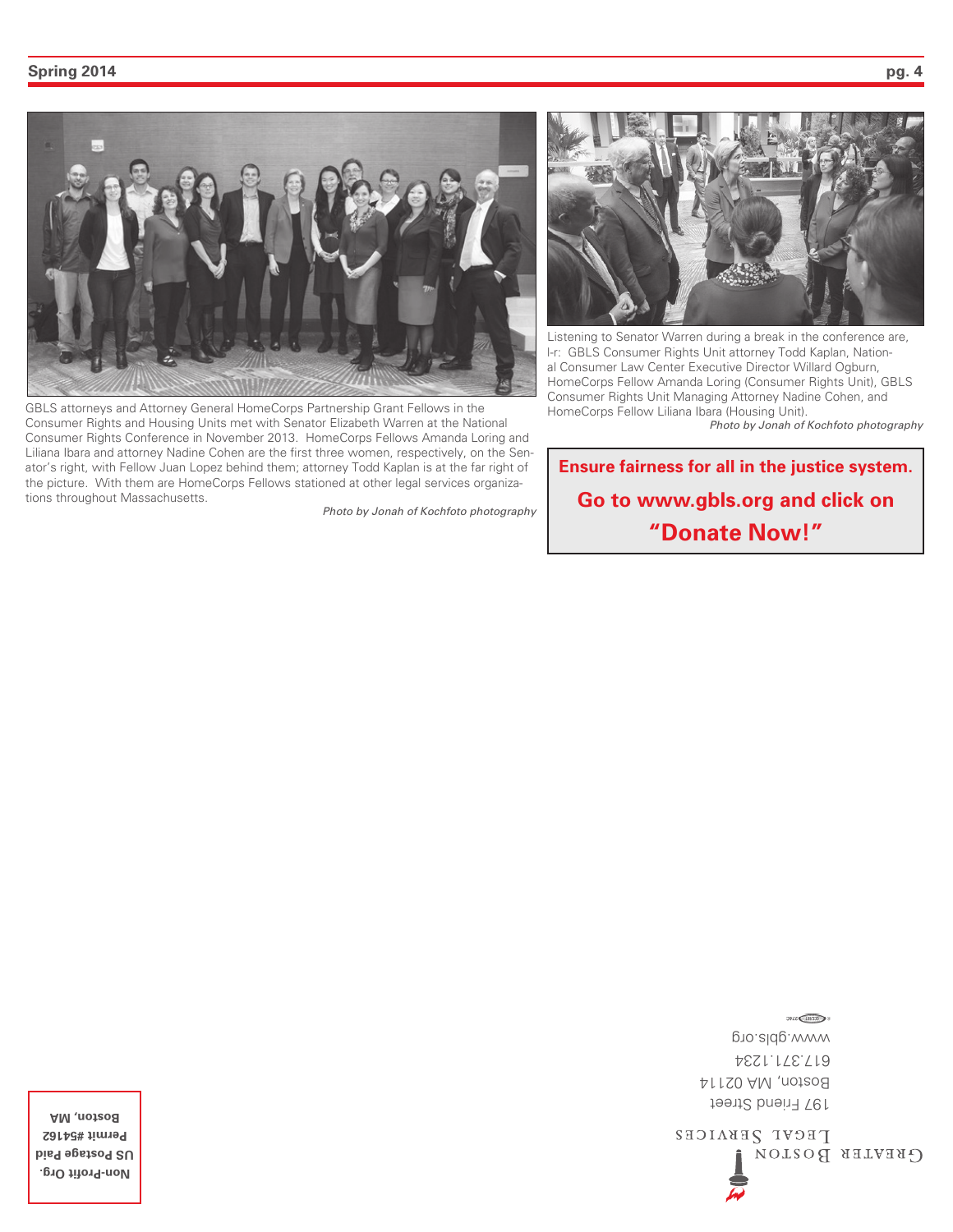GBLS attorneys and Attorney General HomeCorps Partnership Grant Fellows in the Consumer Rights and Housing Units met with Senator Elizabeth Warren at the National Consumer Rights Conference in November 2013. HomeCorps Fellows Amanda Loring and Liliana Ibara and attorney Nadine Cohen are the first three women, respectively, on the Senator's right, with Fellow Juan Lopez behind them; attorney Todd Kaplan is at the far right of the picture. With them are HomeCorps Fellows stationed at other legal services organizations throughout Massachusetts.

*Photo by Jonah of Kochfoto photography*

Listening to Senator Warren during a break in the conference are, l-r: GBLS Consumer Rights Unit attorney Todd Kaplan, National Consumer Law Center Executive Director Willard Ogburn, HomeCorps Fellow Amanda Loring (Consumer Rights Unit), GBLS Consumer Rights Unit Managing Attorney Nadine Cohen, and HomeCorps Fellow Liliana Ibara (Housing Unit).

*Photo by Jonah of Kochfoto photography*

**Ensure fairness for all in the justice system.**

**Go to www.gbls.org and click on "Donate Now!"**

GREATER BOSTON
LEGAL SERVICES

197 Friend Street
Boston, MA 02114
617.371.1234
www.gbls.org

**Non-Profit Org.**
**US Postage Paid**
**Permit #54162**
**Boston, MA**